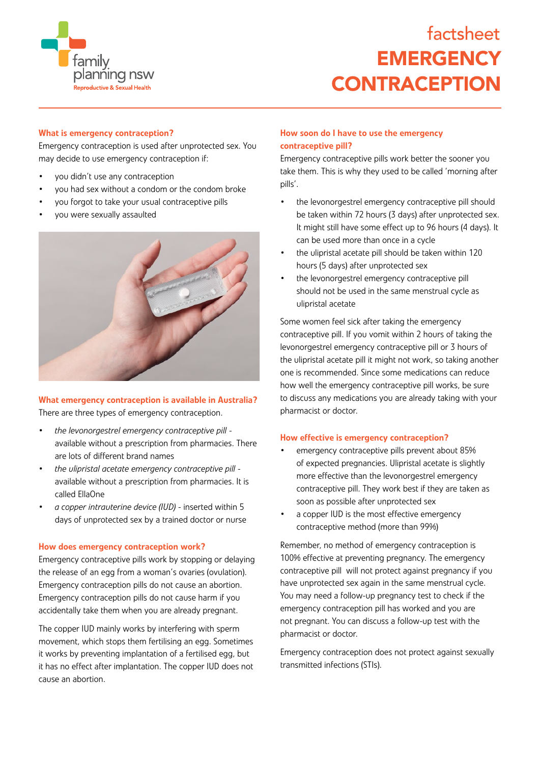family planning nsw
Reproductive & Sexual Health

factsheet

# EMERGENCY CONTRACEPTION

## What is emergency contraception?

Emergency contraception is used after unprotected sex. You may decide to use emergency contraception if:

- you didn't use any contraception
- you had sex without a condom or the condom broke
- you forgot to take your usual contraceptive pills
- you were sexually assaulted

## What emergency contraception is available in Australia?

There are three types of emergency contraception.

- *the levonorgestrel emergency contraceptive pill* - available without a prescription from pharmacies. There are lots of different brand names
- *the ulipristal acetate emergency contraceptive pill* - available without a prescription from pharmacies. It is called EllaOne
- *a copper intrauterine device (IUD)* - inserted within 5 days of unprotected sex by a trained doctor or nurse

## How does emergency contraception work?

Emergency contraceptive pills work by stopping or delaying the release of an egg from a woman's ovaries (ovulation). Emergency contraception pills do not cause an abortion. Emergency contraception pills do not cause harm if you accidentally take them when you are already pregnant.

The copper IUD mainly works by interfering with sperm movement, which stops them fertilising an egg. Sometimes it works by preventing implantation of a fertilised egg, but it has no effect after implantation. The copper IUD does not cause an abortion.

## How soon do I have to use the emergency contraceptive pill?

Emergency contraceptive pills work better the sooner you take them. This is why they used to be called 'morning after pills'.

- the levonorgestrel emergency contraceptive pill should be taken within 72 hours (3 days) after unprotected sex. It might still have some effect up to 96 hours (4 days). It can be used more than once in a cycle
- the ulipristal acetate pill should be taken within 120 hours (5 days) after unprotected sex
- the levonorgestrel emergency contraceptive pill should not be used in the same menstrual cycle as ulipristal acetate

Some women feel sick after taking the emergency contraceptive pill. If you vomit within 2 hours of taking the levonorgestrel emergency contraceptive pill or 3 hours of the ulipristal acetate pill it might not work, so taking another one is recommended. Since some medications can reduce how well the emergency contraceptive pill works, be sure to discuss any medications you are already taking with your pharmacist or doctor.

## How effective is emergency contraception?

- emergency contraceptive pills prevent about 85% of expected pregnancies. Ulipristal acetate is slightly more effective than the levonorgestrel emergency contraceptive pill. They work best if they are taken as soon as possible after unprotected sex
- a copper IUD is the most effective emergency contraceptive method (more than 99%)

Remember, no method of emergency contraception is 100% effective at preventing pregnancy. The emergency contraceptive pill will not protect against pregnancy if you have unprotected sex again in the same menstrual cycle. You may need a follow-up pregnancy test to check if the emergency contraception pill has worked and you are not pregnant. You can discuss a follow-up test with the pharmacist or doctor.

Emergency contraception does not protect against sexually transmitted infections (STIs).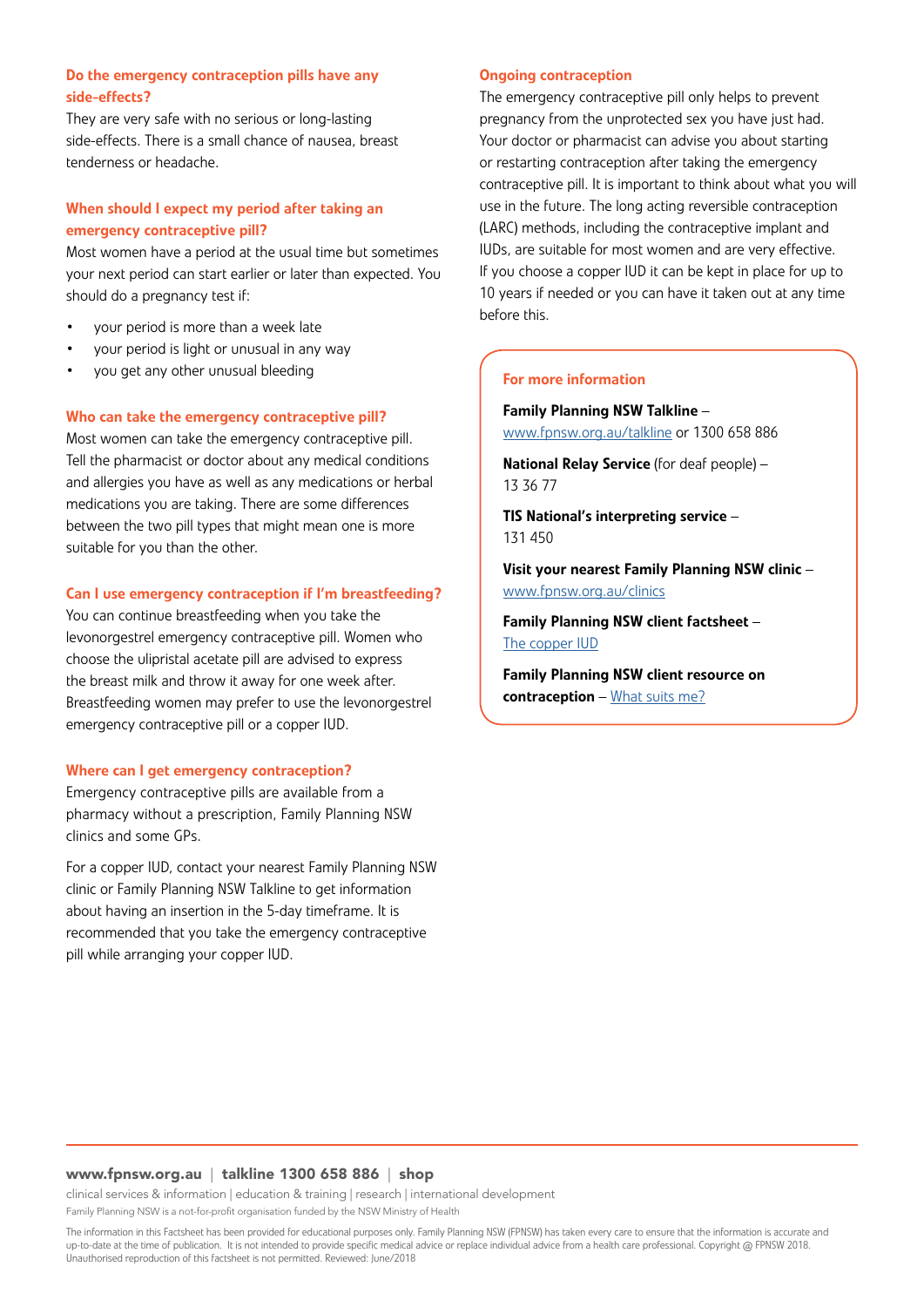### Do the emergency contraception pills have any side-effects?

They are very safe with no serious or long-lasting side-effects. There is a small chance of nausea, breast tenderness or headache.

### When should I expect my period after taking an emergency contraceptive pill?

Most women have a period at the usual time but sometimes your next period can start earlier or later than expected. You should do a pregnancy test if:

- your period is more than a week late
- your period is light or unusual in any way
- you get any other unusual bleeding

### Who can take the emergency contraceptive pill?

Most women can take the emergency contraceptive pill. Tell the pharmacist or doctor about any medical conditions and allergies you have as well as any medications or herbal medications you are taking. There are some differences between the two pill types that might mean one is more suitable for you than the other.

### Can I use emergency contraception if I'm breastfeeding?

You can continue breastfeeding when you take the levonorgestrel emergency contraceptive pill. Women who choose the ulipristal acetate pill are advised to express the breast milk and throw it away for one week after. Breastfeeding women may prefer to use the levonorgestrel emergency contraceptive pill or a copper IUD.

### Where can I get emergency contraception?

Emergency contraceptive pills are available from a pharmacy without a prescription, Family Planning NSW clinics and some GPs.

For a copper IUD, contact your nearest Family Planning NSW clinic or Family Planning NSW Talkline to get information about having an insertion in the 5-day timeframe. It is recommended that you take the emergency contraceptive pill while arranging your copper IUD.

### Ongoing contraception

The emergency contraceptive pill only helps to prevent pregnancy from the unprotected sex you have just had. Your doctor or pharmacist can advise you about starting or restarting contraception after taking the emergency contraceptive pill. It is important to think about what you will use in the future. The long acting reversible contraception (LARC) methods, including the contraceptive implant and IUDs, are suitable for most women and are very effective. If you choose a copper IUD it can be kept in place for up to 10 years if needed or you can have it taken out at any time before this.

### For more information

**Family Planning NSW Talkline** – www.fpnsw.org.au/talkline or 1300 658 886

**National Relay Service** (for deaf people) – 13 36 77

**TIS National's interpreting service** – 131 450

**Visit your nearest Family Planning NSW clinic** – www.fpnsw.org.au/clinics

**Family Planning NSW client factsheet** – The copper IUD

**Family Planning NSW client resource on contraception** – What suits me?

---

**www.fpnsw.org.au** | **talkline 1300 658 886** | **shop**

clinical services & information | education & training | research | international development

Family Planning NSW is a not-for-profit organisation funded by the NSW Ministry of Health

The information in this Factsheet has been provided for educational purposes only. Family Planning NSW (FPNSW) has taken every care to ensure that the information is accurate and up-to-date at the time of publication. It is not intended to provide specific medical advice or replace individual advice from a health care professional. Copyright @ FPNSW 2018. Unauthorised reproduction of this factsheet is not permitted. Reviewed: June/2018